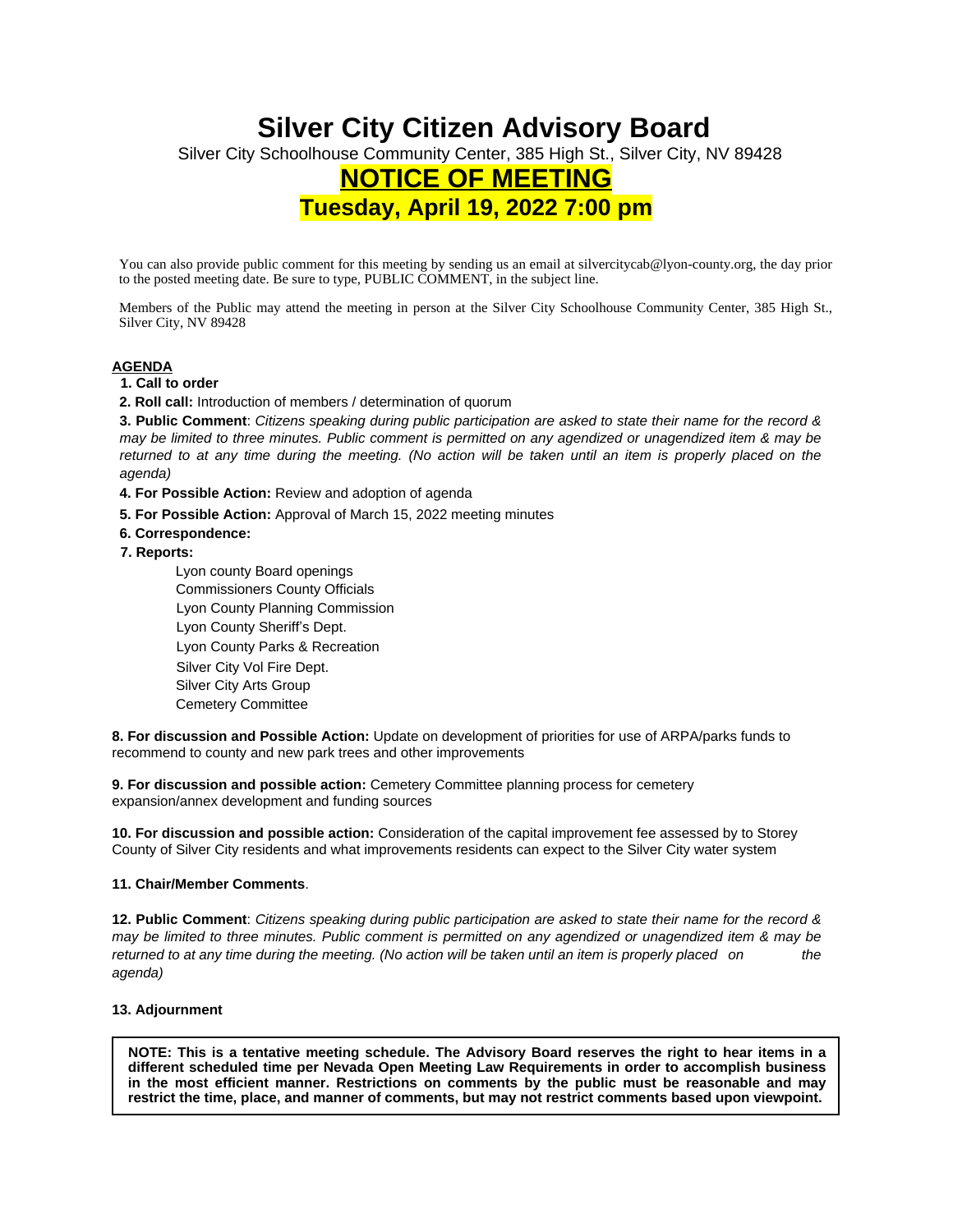# Silver City Citizen Advisory Board

Silver City Schoolhouse Community Center, 385 High St., Silver City, NV 89428

## NOTICE OF MEETING

## Tuesday, April 19, 2022 7:00 pm

You can also provide public comment for this meeting by sending us an email at silvercitycab@lyon-county.org, the day prior to the posted meeting date. Be sure to type, PUBLIC COMMENT, in the subject line.

Members of the Public may attend the meeting in person at the Silver City Schoolhouse Community Center, 385 High St., Silver City, NV 89428

**AGENDA**

1. **Call to order**
2. **Roll call:** Introduction of members / determination of quorum
3. **Public Comment**: *Citizens speaking during public participation are asked to state their name for the record & may be limited to three minutes. Public comment is permitted on any agendized or unagendized item & may be returned to at any time during the meeting. (No action will be taken until an item is properly placed on the agenda)*
4. **For Possible Action:** Review and adoption of agenda
5. **For Possible Action:** Approval of March 15, 2022 meeting minutes
6. **Correspondence:**
7. **Reports:**
   - Lyon county Board openings
   - Commissioners County Officials
   - Lyon County Planning Commission
   - Lyon County Sheriff's Dept.
   - Lyon County Parks & Recreation
   - Silver City Vol Fire Dept.
   - Silver City Arts Group
   - Cemetery Committee

8. **For discussion and Possible Action:** Update on development of priorities for use of ARPA/parks funds to recommend to county and new park trees and other improvements

9. **For discussion and possible action:** Cemetery Committee planning process for cemetery expansion/annex development and funding sources

10. **For discussion and possible action:** Consideration of the capital improvement fee assessed by to Storey County of Silver City residents and what improvements residents can expect to the Silver City water system

11. **Chair/Member Comments**.

12. **Public Comment**: *Citizens speaking during public participation are asked to state their name for the record & may be limited to three minutes. Public comment is permitted on any agendized or unagendized item & may be returned to at any time during the meeting. (No action will be taken until an item is properly placed on the agenda)*

13. **Adjournment**

**NOTE: This is a tentative meeting schedule. The Advisory Board reserves the right to hear items in a different scheduled time per Nevada Open Meeting Law Requirements in order to accomplish business in the most efficient manner. Restrictions on comments by the public must be reasonable and may restrict the time, place, and manner of comments, but may not restrict comments based upon viewpoint.**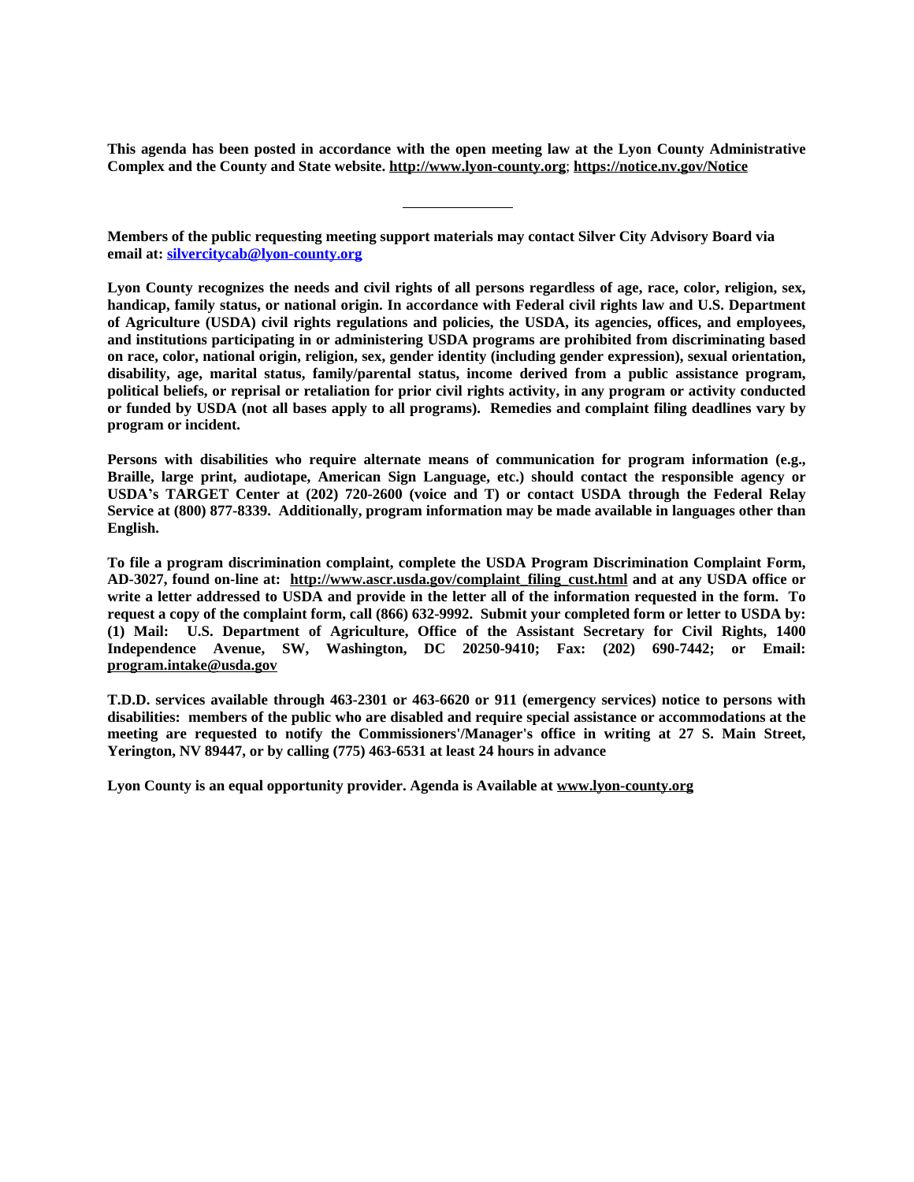**This agenda has been posted in accordance with the open meeting law at the Lyon County Administrative Complex and the County and State website. http://www.lyon-county.org; https://notice.nv.gov/Notice**

---

**Members of the public requesting meeting support materials may contact Silver City Advisory Board via email at: silvercitycab@lyon-county.org**

**Lyon County recognizes the needs and civil rights of all persons regardless of age, race, color, religion, sex, handicap, family status, or national origin. In accordance with Federal civil rights law and U.S. Department of Agriculture (USDA) civil rights regulations and policies, the USDA, its agencies, offices, and employees, and institutions participating in or administering USDA programs are prohibited from discriminating based on race, color, national origin, religion, sex, gender identity (including gender expression), sexual orientation, disability, age, marital status, family/parental status, income derived from a public assistance program, political beliefs, or reprisal or retaliation for prior civil rights activity, in any program or activity conducted or funded by USDA (not all bases apply to all programs). Remedies and complaint filing deadlines vary by program or incident.**

**Persons with disabilities who require alternate means of communication for program information (e.g., Braille, large print, audiotape, American Sign Language, etc.) should contact the responsible agency or USDA's TARGET Center at (202) 720-2600 (voice and T) or contact USDA through the Federal Relay Service at (800) 877-8339. Additionally, program information may be made available in languages other than English.**

**To file a program discrimination complaint, complete the USDA Program Discrimination Complaint Form, AD-3027, found on-line at: http://www.ascr.usda.gov/complaint_filing_cust.html and at any USDA office or write a letter addressed to USDA and provide in the letter all of the information requested in the form. To request a copy of the complaint form, call (866) 632-9992. Submit your completed form or letter to USDA by: (1) Mail: U.S. Department of Agriculture, Office of the Assistant Secretary for Civil Rights, 1400 Independence Avenue, SW, Washington, DC 20250-9410; Fax: (202) 690-7442; or Email: program.intake@usda.gov**

**T.D.D. services available through 463-2301 or 463-6620 or 911 (emergency services) notice to persons with disabilities: members of the public who are disabled and require special assistance or accommodations at the meeting are requested to notify the Commissioners'/Manager's office in writing at 27 S. Main Street, Yerington, NV 89447, or by calling (775) 463-6531 at least 24 hours in advance**

**Lyon County is an equal opportunity provider. Agenda is Available at www.lyon-county.org**